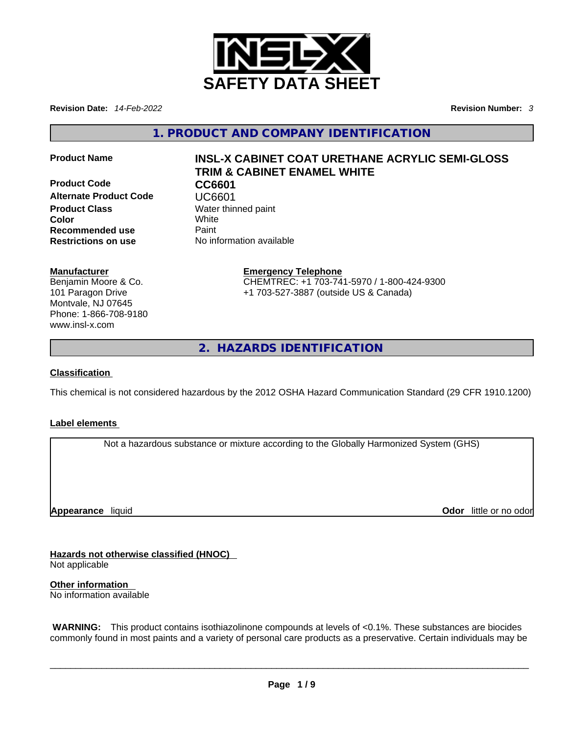# SAFETY DATA SHEET

**Revision Date:** *14-Feb-2022* **Revision Number:** *3*

## 1. PRODUCT AND COMPANY IDENTIFICATION

| | |
|---|---|
| **Product Name** | **INSL-X CABINET COAT URETHANE ACRYLIC SEMI-GLOSS TRIM & CABINET ENAMEL WHITE** |
| **Product Code** | **CC6601** |
| **Alternate Product Code** | UC6601 |
| **Product Class** | Water thinned paint |
| **Color** | White |
| **Recommended use** | Paint |
| **Restrictions on use** | No information available |

**Manufacturer**
Benjamin Moore & Co.
101 Paragon Drive
Montvale, NJ 07645
Phone: 1-866-708-9180
www.insl-x.com

**Emergency Telephone**
CHEMTREC: +1 703-741-5970 / 1-800-424-9300
+1 703-527-3887 (outside US & Canada)

## 2. HAZARDS IDENTIFICATION

**Classification**

This chemical is not considered hazardous by the 2012 OSHA Hazard Communication Standard (29 CFR 1910.1200)

**Label elements**

Not a hazardous substance or mixture according to the Globally Harmonized System (GHS)

**Appearance** liquid **Odor** little or no odor

**Hazards not otherwise classified (HNOC)**
Not applicable

**Other information**
No information available

**WARNING:** This product contains isothiazolinone compounds at levels of <0.1%. These substances are biocides commonly found in most paints and a variety of personal care products as a preservative. Certain individuals may be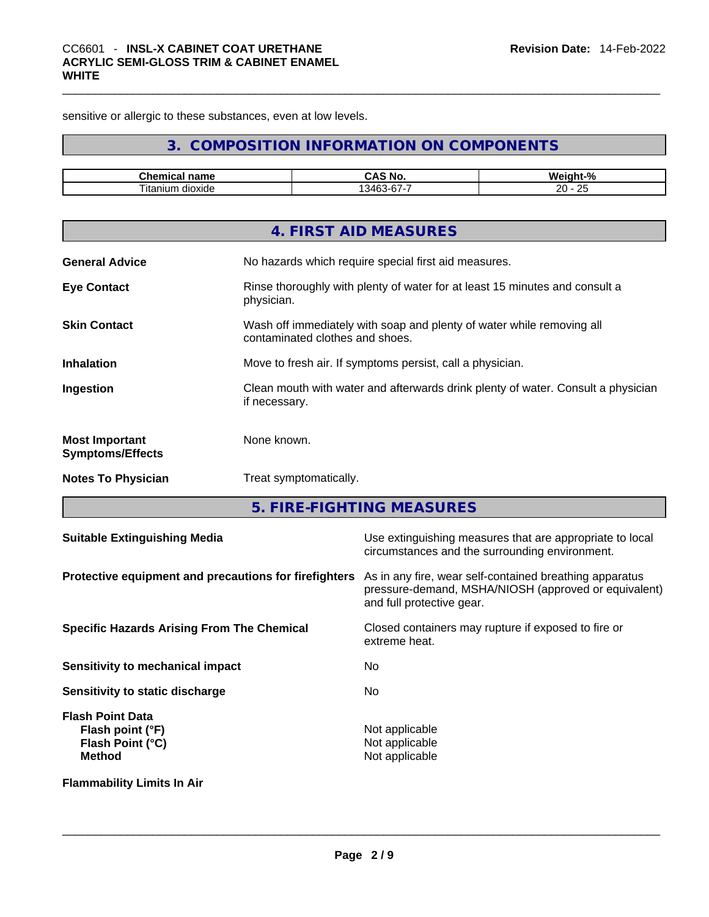sensitive or allergic to these substances, even at low levels.

## 3. COMPOSITION INFORMATION ON COMPONENTS

| Chemical name | CAS No. | Weight-% |
| --- | --- | --- |
| Titanium dioxide | 13463-67-7 | 20 - 25 |

## 4. FIRST AID MEASURES

| | |
| --- | --- |
| **General Advice** | No hazards which require special first aid measures. |
| **Eye Contact** | Rinse thoroughly with plenty of water for at least 15 minutes and consult a physician. |
| **Skin Contact** | Wash off immediately with soap and plenty of water while removing all contaminated clothes and shoes. |
| **Inhalation** | Move to fresh air. If symptoms persist, call a physician. |
| **Ingestion** | Clean mouth with water and afterwards drink plenty of water. Consult a physician if necessary. |
| **Most Important Symptoms/Effects** | None known. |
| **Notes To Physician** | Treat symptomatically. |

## 5. FIRE-FIGHTING MEASURES

| | |
| --- | --- |
| **Suitable Extinguishing Media** | Use extinguishing measures that are appropriate to local circumstances and the surrounding environment. |
| **Protective equipment and precautions for firefighters** | As in any fire, wear self-contained breathing apparatus pressure-demand, MSHA/NIOSH (approved or equivalent) and full protective gear. |
| **Specific Hazards Arising From The Chemical** | Closed containers may rupture if exposed to fire or extreme heat. |
| **Sensitivity to mechanical impact** | No |
| **Sensitivity to static discharge** | No |

**Flash Point Data**

| | |
| --- | --- |
| **Flash point (°F)** | Not applicable |
| **Flash Point (°C)** | Not applicable |
| **Method** | Not applicable |

**Flammability Limits In Air**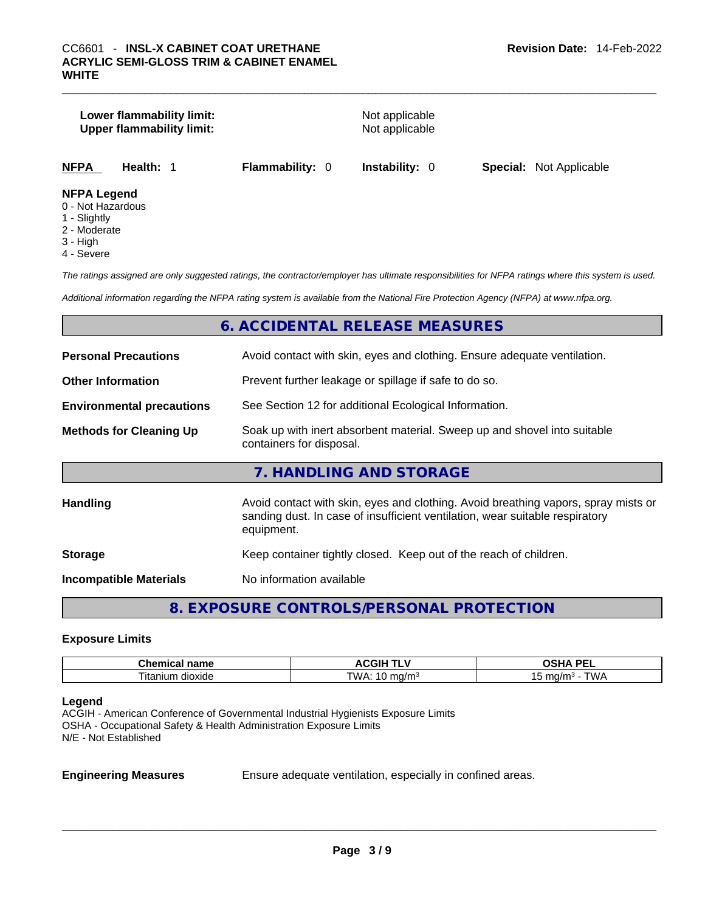**Lower flammability limit:** Not applicable
**Upper flammability limit:** Not applicable

| NFPA | Health: 1 | Flammability: 0 | Instability: 0 | Special: Not Applicable |
|---|---|---|---|---|

**NFPA Legend**
0 - Not Hazardous
1 - Slightly
2 - Moderate
3 - High
4 - Severe

*The ratings assigned are only suggested ratings, the contractor/employer has ultimate responsibilities for NFPA ratings where this system is used.*

*Additional information regarding the NFPA rating system is available from the National Fire Protection Agency (NFPA) at www.nfpa.org.*

## 6. ACCIDENTAL RELEASE MEASURES

**Personal Precautions** Avoid contact with skin, eyes and clothing. Ensure adequate ventilation.

**Other Information** Prevent further leakage or spillage if safe to do so.

**Environmental precautions** See Section 12 for additional Ecological Information.

**Methods for Cleaning Up** Soak up with inert absorbent material. Sweep up and shovel into suitable containers for disposal.

## 7. HANDLING AND STORAGE

**Handling** Avoid contact with skin, eyes and clothing. Avoid breathing vapors, spray mists or sanding dust. In case of insufficient ventilation, wear suitable respiratory equipment.

**Storage** Keep container tightly closed. Keep out of the reach of children.

**Incompatible Materials** No information available

## 8. EXPOSURE CONTROLS/PERSONAL PROTECTION

### Exposure Limits

| Chemical name | ACGIH TLV | OSHA PEL |
|---|---|---|
| Titanium dioxide | TWA: 10 mg/m³ | 15 mg/m³ - TWA |

**Legend**
ACGIH - American Conference of Governmental Industrial Hygienists Exposure Limits
OSHA - Occupational Safety & Health Administration Exposure Limits
N/E - Not Established

**Engineering Measures** Ensure adequate ventilation, especially in confined areas.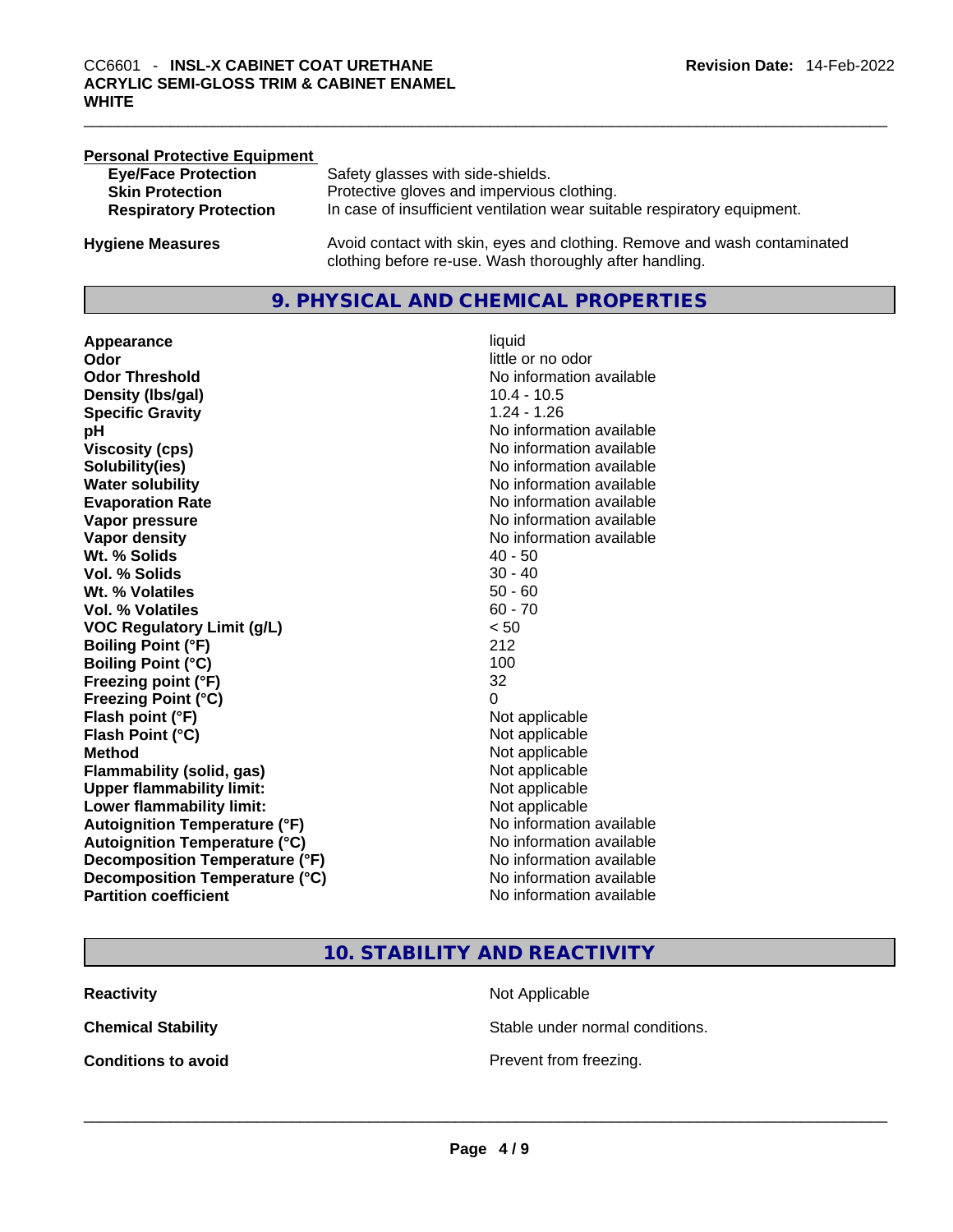**Personal Protective Equipment**

| | |
|---|---|
| **Eye/Face Protection** | Safety glasses with side-shields. |
| **Skin Protection** | Protective gloves and impervious clothing. |
| **Respiratory Protection** | In case of insufficient ventilation wear suitable respiratory equipment. |

**Hygiene Measures** Avoid contact with skin, eyes and clothing. Remove and wash contaminated clothing before re-use. Wash thoroughly after handling.

## 9. PHYSICAL AND CHEMICAL PROPERTIES

| | |
|---|---|
| **Appearance** | liquid |
| **Odor** | little or no odor |
| **Odor Threshold** | No information available |
| **Density (lbs/gal)** | 10.4 - 10.5 |
| **Specific Gravity** | 1.24 - 1.26 |
| **pH** | No information available |
| **Viscosity (cps)** | No information available |
| **Solubility(ies)** | No information available |
| **Water solubility** | No information available |
| **Evaporation Rate** | No information available |
| **Vapor pressure** | No information available |
| **Vapor density** | No information available |
| **Wt. % Solids** | 40 - 50 |
| **Vol. % Solids** | 30 - 40 |
| **Wt. % Volatiles** | 50 - 60 |
| **Vol. % Volatiles** | 60 - 70 |
| **VOC Regulatory Limit (g/L)** | < 50 |
| **Boiling Point (°F)** | 212 |
| **Boiling Point (°C)** | 100 |
| **Freezing point (°F)** | 32 |
| **Freezing Point (°C)** | 0 |
| **Flash point (°F)** | Not applicable |
| **Flash Point (°C)** | Not applicable |
| **Method** | Not applicable |
| **Flammability (solid, gas)** | Not applicable |
| **Upper flammability limit:** | Not applicable |
| **Lower flammability limit:** | Not applicable |
| **Autoignition Temperature (°F)** | No information available |
| **Autoignition Temperature (°C)** | No information available |
| **Decomposition Temperature (°F)** | No information available |
| **Decomposition Temperature (°C)** | No information available |
| **Partition coefficient** | No information available |

## 10. STABILITY AND REACTIVITY

| | |
|---|---|
| **Reactivity** | Not Applicable |
| **Chemical Stability** | Stable under normal conditions. |
| **Conditions to avoid** | Prevent from freezing. |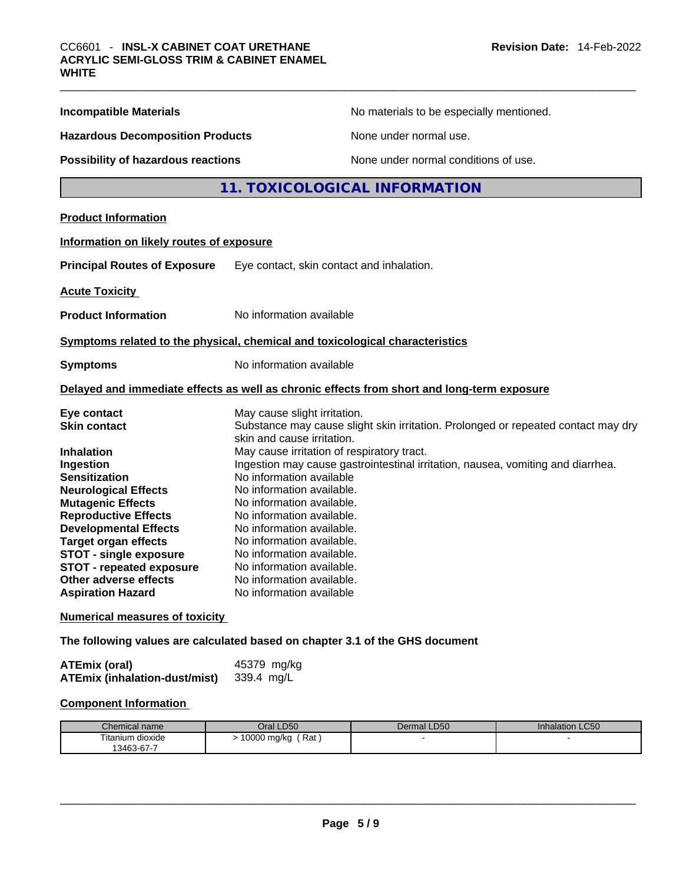**Incompatible Materials** No materials to be especially mentioned.

**Hazardous Decomposition Products** None under normal use.

**Possibility of hazardous reactions** None under normal conditions of use.

## 11. TOXICOLOGICAL INFORMATION

**Product Information**

**Information on likely routes of exposure**

**Principal Routes of Exposure** Eye contact, skin contact and inhalation.

**Acute Toxicity**

**Product Information** No information available

**Symptoms related to the physical, chemical and toxicological characteristics**

**Symptoms** No information available

**Delayed and immediate effects as well as chronic effects from short and long-term exposure**

| | |
|---|---|
| **Eye contact** | May cause slight irritation. |
| **Skin contact** | Substance may cause slight skin irritation. Prolonged or repeated contact may dry skin and cause irritation. |
| **Inhalation** | May cause irritation of respiratory tract. |
| **Ingestion** | Ingestion may cause gastrointestinal irritation, nausea, vomiting and diarrhea. |
| **Sensitization** | No information available |
| **Neurological Effects** | No information available. |
| **Mutagenic Effects** | No information available. |
| **Reproductive Effects** | No information available. |
| **Developmental Effects** | No information available. |
| **Target organ effects** | No information available. |
| **STOT - single exposure** | No information available. |
| **STOT - repeated exposure** | No information available. |
| **Other adverse effects** | No information available. |
| **Aspiration Hazard** | No information available |

**Numerical measures of toxicity**

**The following values are calculated based on chapter 3.1 of the GHS document**

| | |
|---|---|
| **ATEmix (oral)** | 45379 mg/kg |
| **ATEmix (inhalation-dust/mist)** | 339.4 mg/L |

**Component Information**

| Chemical name | Oral LD50 | Dermal LD50 | Inhalation LC50 |
|---|---|---|---|
| Titanium dioxide 13463-67-7 | > 10000 mg/kg ( Rat ) | - | - |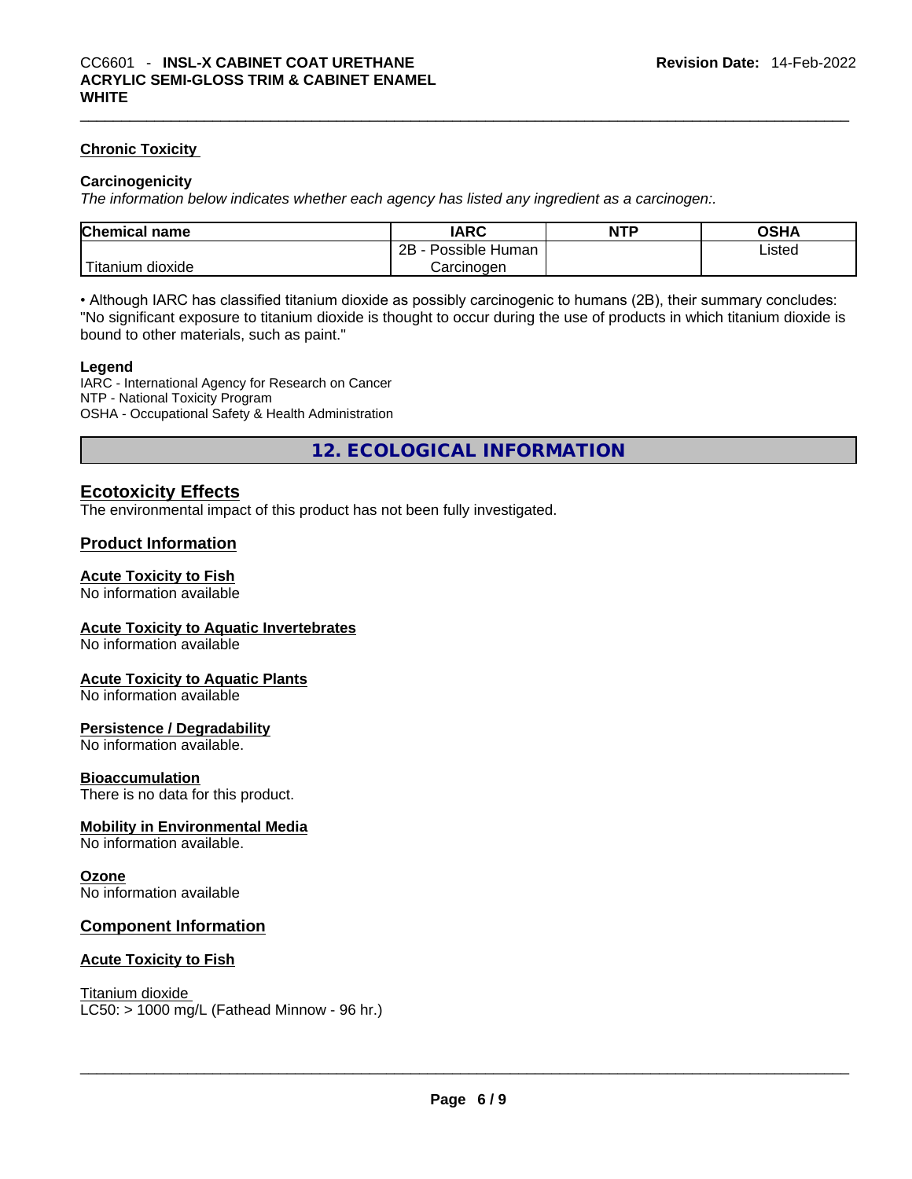### Chronic Toxicity

#### Carcinogenicity

*The information below indicates whether each agency has listed any ingredient as a carcinogen:.*

| Chemical name | IARC | NTP | OSHA |
|---|---|---|---|
| Titanium dioxide | 2B - Possible Human Carcinogen | | Listed |

• Although IARC has classified titanium dioxide as possibly carcinogenic to humans (2B), their summary concludes: "No significant exposure to titanium dioxide is thought to occur during the use of products in which titanium dioxide is bound to other materials, such as paint."

**Legend**

IARC - International Agency for Research on Cancer
NTP - National Toxicity Program
OSHA - Occupational Safety & Health Administration

## 12. ECOLOGICAL INFORMATION

### Ecotoxicity Effects

The environmental impact of this product has not been fully investigated.

### Product Information

#### Acute Toxicity to Fish

No information available

#### Acute Toxicity to Aquatic Invertebrates

No information available

#### Acute Toxicity to Aquatic Plants

No information available

#### Persistence / Degradability

No information available.

#### Bioaccumulation

There is no data for this product.

#### Mobility in Environmental Media

No information available.

#### Ozone

No information available

### Component Information

#### Acute Toxicity to Fish

Titanium dioxide
LC50: > 1000 mg/L (Fathead Minnow - 96 hr.)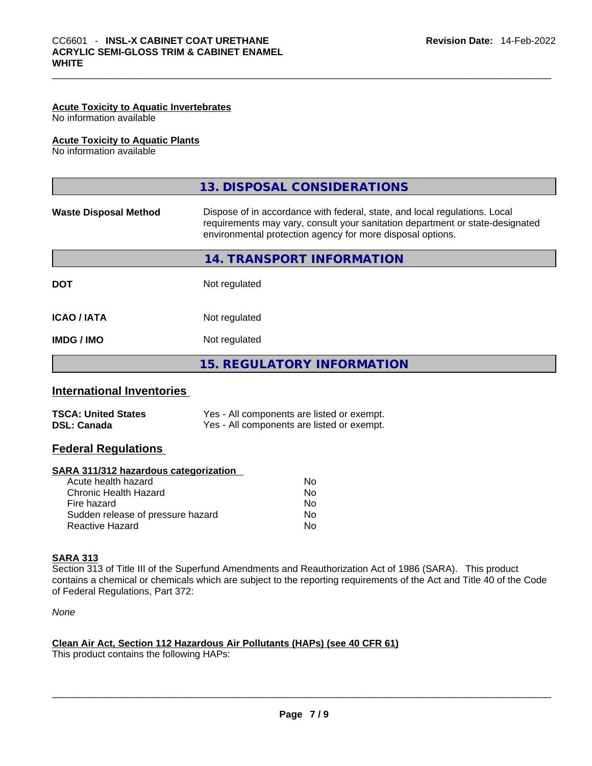**Acute Toxicity to Aquatic Invertebrates**
No information available

**Acute Toxicity to Aquatic Plants**
No information available

## 13. DISPOSAL CONSIDERATIONS

| | |
|---|---|
| **Waste Disposal Method** | Dispose of in accordance with federal, state, and local regulations. Local requirements may vary, consult your sanitation department or state-designated environmental protection agency for more disposal options. |

## 14. TRANSPORT INFORMATION

| | |
|---|---|
| **DOT** | Not regulated |
| **ICAO / IATA** | Not regulated |
| **IMDG / IMO** | Not regulated |

## 15. REGULATORY INFORMATION

### International Inventories

| | |
|---|---|
| **TSCA: United States** | Yes - All components are listed or exempt. |
| **DSL: Canada** | Yes - All components are listed or exempt. |

### Federal Regulations

**SARA 311/312 hazardous categorization**

| | |
|---|---|
| Acute health hazard | No |
| Chronic Health Hazard | No |
| Fire hazard | No |
| Sudden release of pressure hazard | No |
| Reactive Hazard | No |

**SARA 313**
Section 313 of Title III of the Superfund Amendments and Reauthorization Act of 1986 (SARA). This product contains a chemical or chemicals which are subject to the reporting requirements of the Act and Title 40 of the Code of Federal Regulations, Part 372:

*None*

**Clean Air Act, Section 112 Hazardous Air Pollutants (HAPs) (see 40 CFR 61)**
This product contains the following HAPs: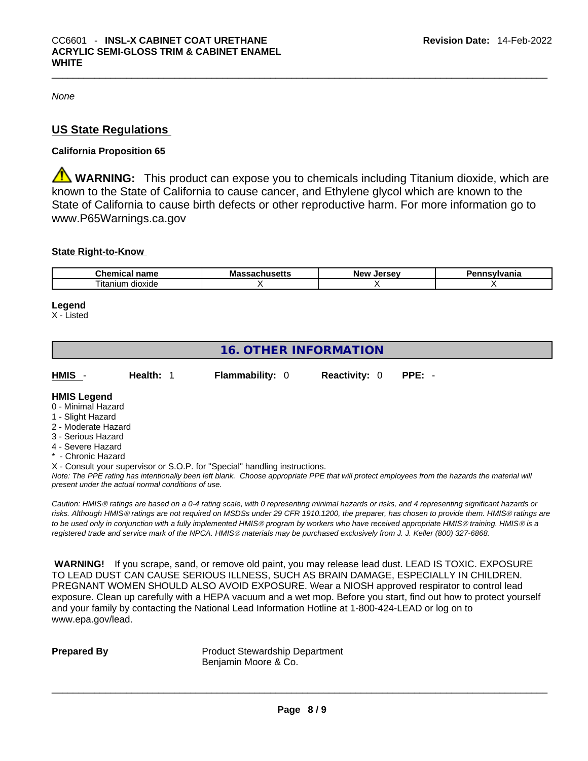*None*

## US State Regulations

**California Proposition 65**

⚠ **WARNING:** This product can expose you to chemicals including Titanium dioxide, which are known to the State of California to cause cancer, and Ethylene glycol which are known to the State of California to cause birth defects or other reproductive harm. For more information go to www.P65Warnings.ca.gov

**State Right-to-Know**

| Chemical name | Massachusetts | New Jersey | Pennsylvania |
| --- | --- | --- | --- |
| Titanium dioxide | X | X | X |

**Legend**
X - Listed

## 16. OTHER INFORMATION

**HMIS** - **Health:** 1 **Flammability:** 0 **Reactivity:** 0 **PPE:** -

**HMIS Legend**
0 - Minimal Hazard
1 - Slight Hazard
2 - Moderate Hazard
3 - Serious Hazard
4 - Severe Hazard
* - Chronic Hazard
X - Consult your supervisor or S.O.P. for "Special" handling instructions.
*Note: The PPE rating has intentionally been left blank. Choose appropriate PPE that will protect employees from the hazards the material will present under the actual normal conditions of use.*

*Caution: HMIS® ratings are based on a 0-4 rating scale, with 0 representing minimal hazards or risks, and 4 representing significant hazards or risks. Although HMIS® ratings are not required on MSDSs under 29 CFR 1910.1200, the preparer, has chosen to provide them. HMIS® ratings are to be used only in conjunction with a fully implemented HMIS® program by workers who have received appropriate HMIS® training. HMIS® is a registered trade and service mark of the NPCA. HMIS® materials may be purchased exclusively from J. J. Keller (800) 327-6868.*

**WARNING!** If you scrape, sand, or remove old paint, you may release lead dust. LEAD IS TOXIC. EXPOSURE TO LEAD DUST CAN CAUSE SERIOUS ILLNESS, SUCH AS BRAIN DAMAGE, ESPECIALLY IN CHILDREN. PREGNANT WOMEN SHOULD ALSO AVOID EXPOSURE. Wear a NIOSH approved respirator to control lead exposure. Clean up carefully with a HEPA vacuum and a wet mop. Before you start, find out how to protect yourself and your family by contacting the National Lead Information Hotline at 1-800-424-LEAD or log on to www.epa.gov/lead.

**Prepared By** Product Stewardship Department
Benjamin Moore & Co.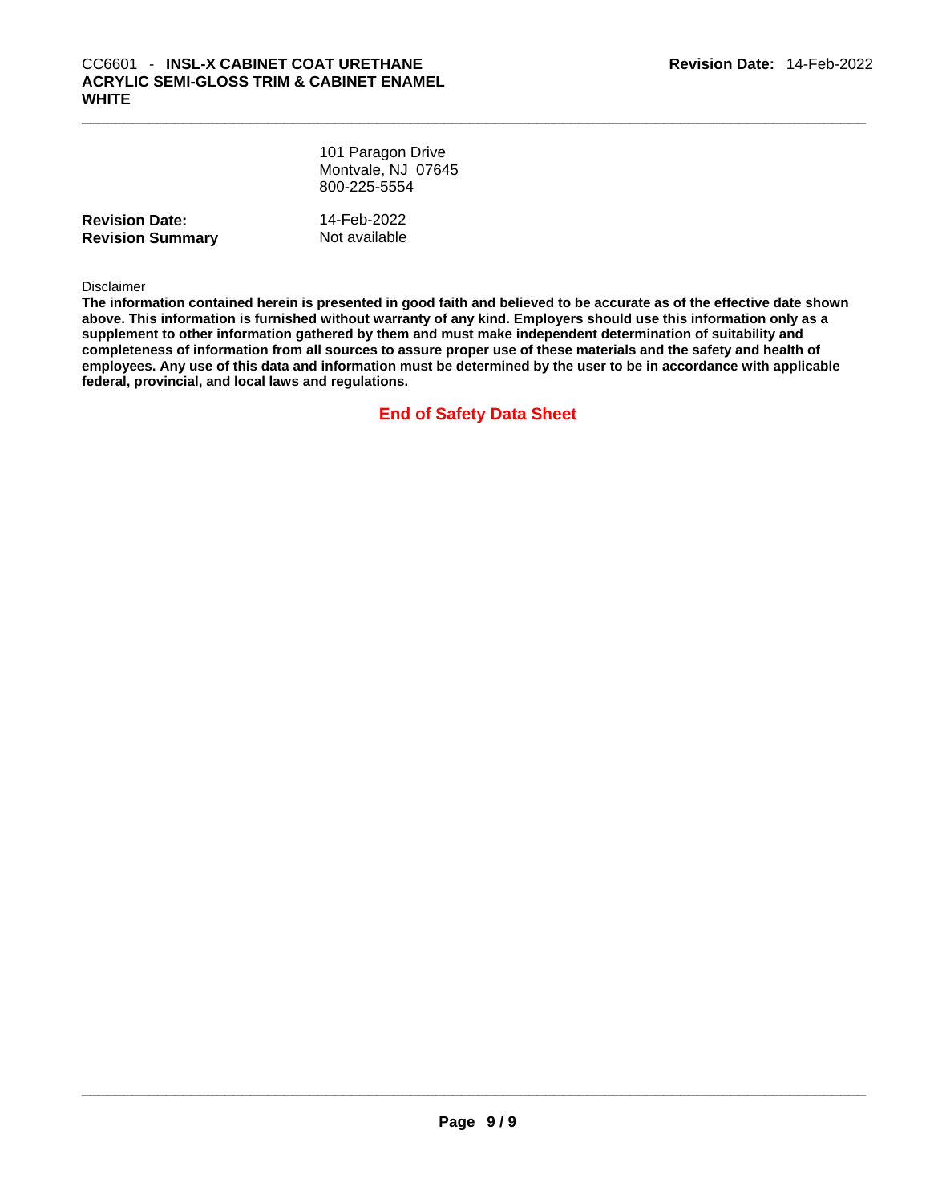101 Paragon Drive
Montvale, NJ 07645
800-225-5554

| | |
|---|---|
| **Revision Date:** | 14-Feb-2022 |
| **Revision Summary** | Not available |

Disclaimer

**The information contained herein is presented in good faith and believed to be accurate as of the effective date shown above. This information is furnished without warranty of any kind. Employers should use this information only as a supplement to other information gathered by them and must make independent determination of suitability and completeness of information from all sources to assure proper use of these materials and the safety and health of employees. Any use of this data and information must be determined by the user to be in accordance with applicable federal, provincial, and local laws and regulations.**

**End of Safety Data Sheet**